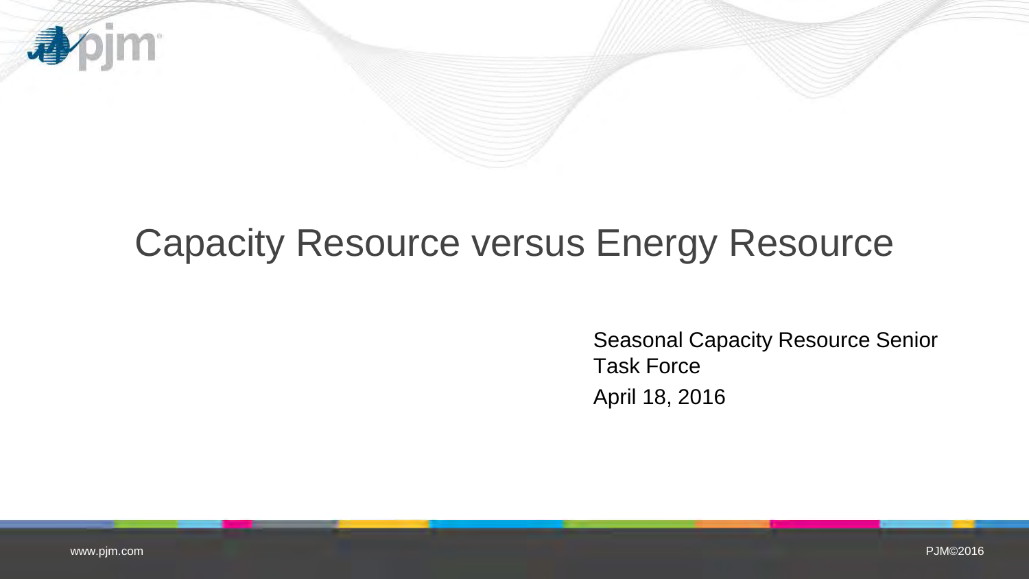# Capacity Resource versus Energy Resource

Seasonal Capacity Resource Senior Task Force

April 18, 2016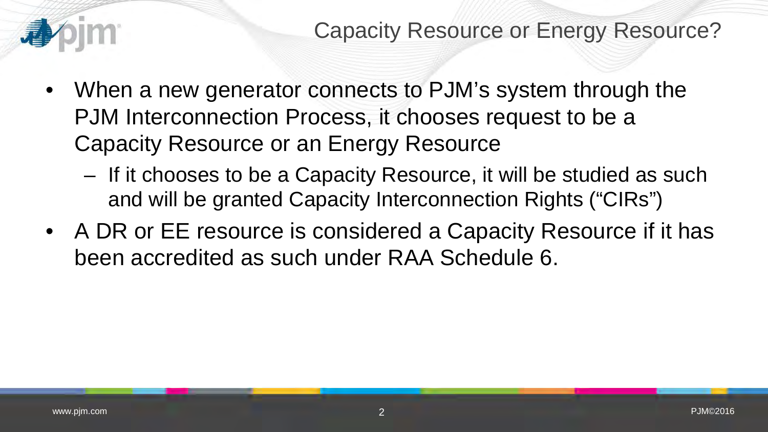# Capacity Resource or Energy Resource?

- When a new generator connects to PJM's system through the PJM Interconnection Process, it chooses request to be a Capacity Resource or an Energy Resource
  - If it chooses to be a Capacity Resource, it will be studied as such and will be granted Capacity Interconnection Rights ("CIRs")
- A DR or EE resource is considered a Capacity Resource if it has been accredited as such under RAA Schedule 6.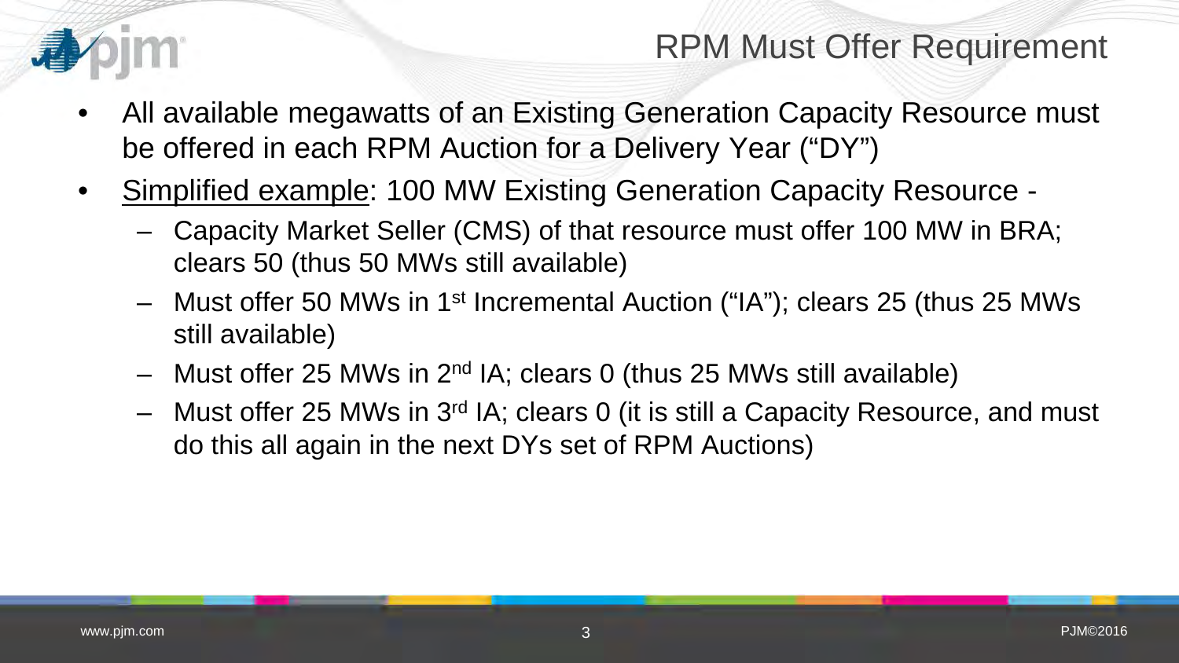# RPM Must Offer Requirement

- All available megawatts of an Existing Generation Capacity Resource must be offered in each RPM Auction for a Delivery Year ("DY")
- Simplified example: 100 MW Existing Generation Capacity Resource -
  - Capacity Market Seller (CMS) of that resource must offer 100 MW in BRA; clears 50 (thus 50 MWs still available)
  - Must offer 50 MWs in 1st Incremental Auction ("IA"); clears 25 (thus 25 MWs still available)
  - Must offer 25 MWs in 2nd IA; clears 0 (thus 25 MWs still available)
  - Must offer 25 MWs in 3rd IA; clears 0 (it is still a Capacity Resource, and must do this all again in the next DYs set of RPM Auctions)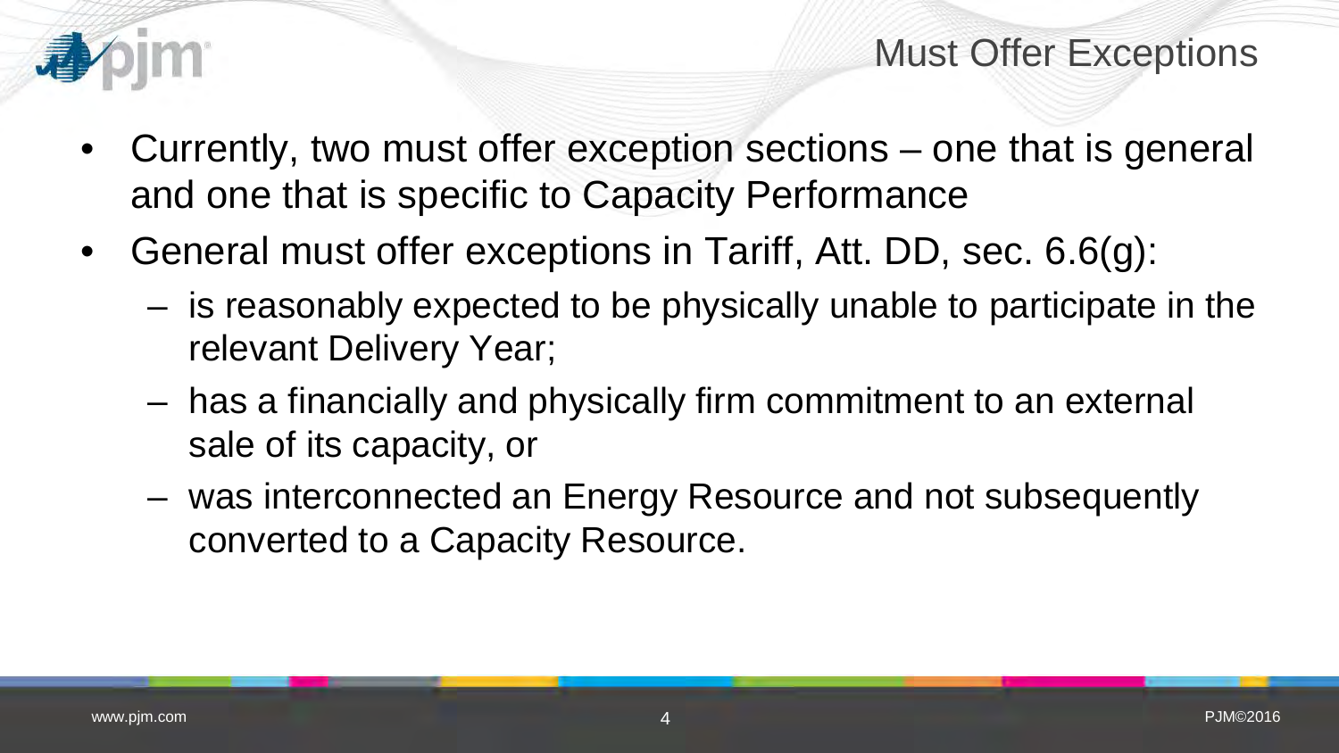# Must Offer Exceptions

- Currently, two must offer exception sections – one that is general and one that is specific to Capacity Performance
- General must offer exceptions in Tariff, Att. DD, sec. 6.6(g):
  - is reasonably expected to be physically unable to participate in the relevant Delivery Year;
  - has a financially and physically firm commitment to an external sale of its capacity, or
  - was interconnected an Energy Resource and not subsequently converted to a Capacity Resource.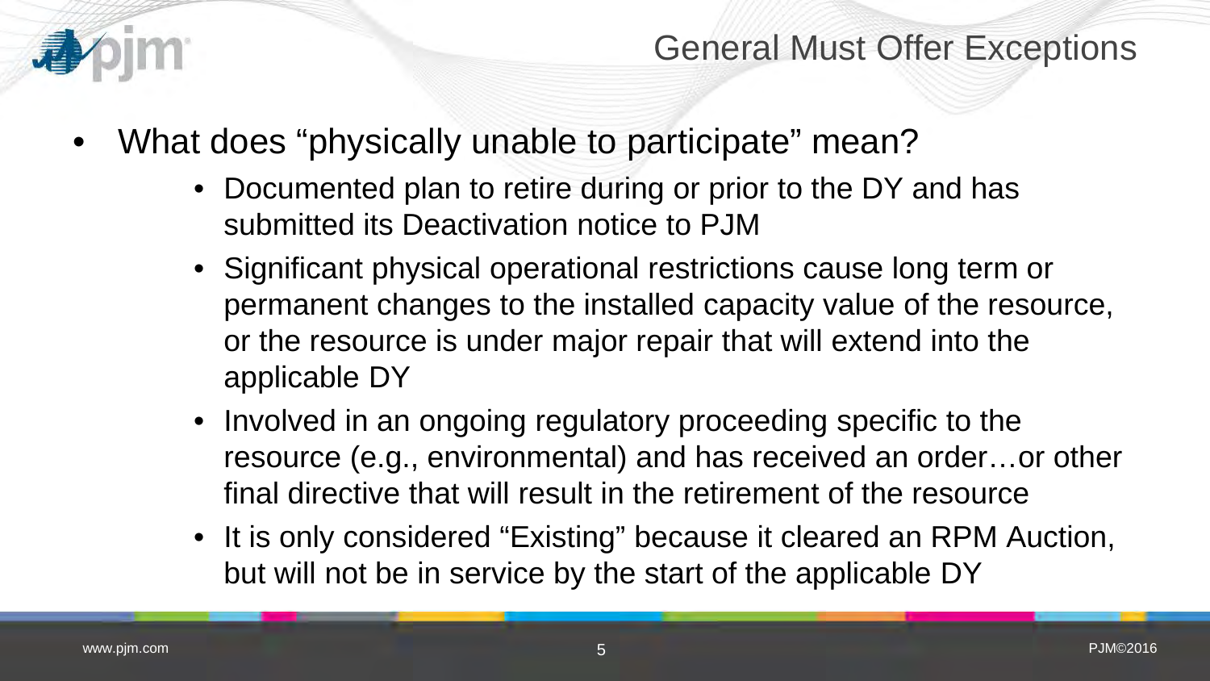# General Must Offer Exceptions

- What does "physically unable to participate" mean?
  - Documented plan to retire during or prior to the DY and has submitted its Deactivation notice to PJM
  - Significant physical operational restrictions cause long term or permanent changes to the installed capacity value of the resource, or the resource is under major repair that will extend into the applicable DY
  - Involved in an ongoing regulatory proceeding specific to the resource (e.g., environmental) and has received an order…or other final directive that will result in the retirement of the resource
  - It is only considered "Existing" because it cleared an RPM Auction, but will not be in service by the start of the applicable DY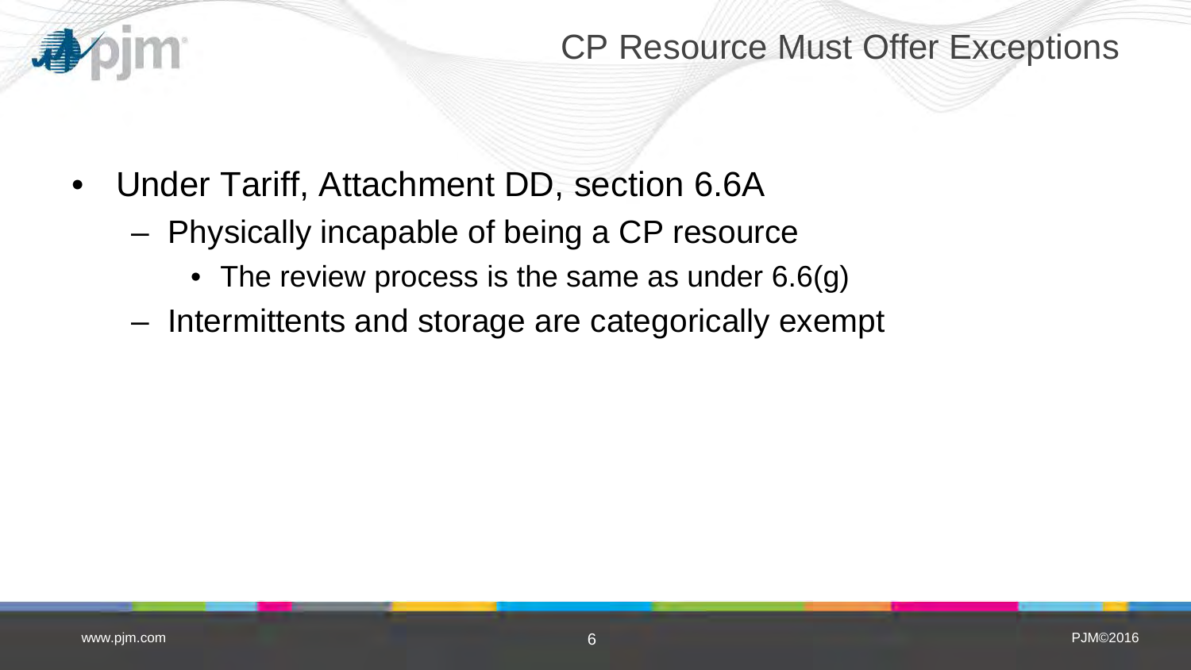# CP Resource Must Offer Exceptions

- Under Tariff, Attachment DD, section 6.6A
  - Physically incapable of being a CP resource
    - The review process is the same as under 6.6(g)
  - Intermittents and storage are categorically exempt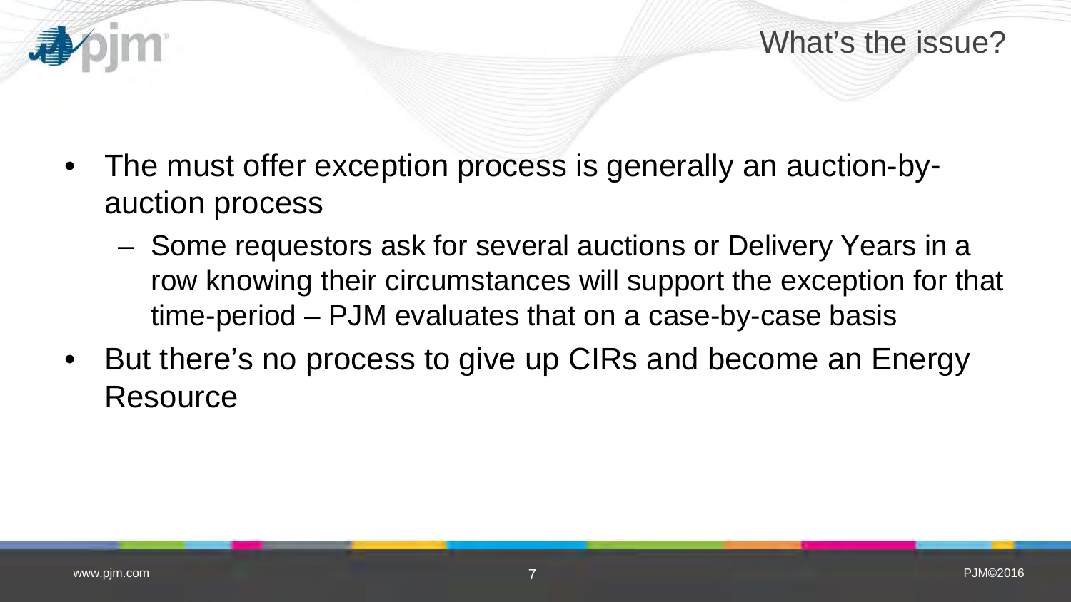## What's the issue?

- The must offer exception process is generally an auction-by-auction process
  - Some requestors ask for several auctions or Delivery Years in a row knowing their circumstances will support the exception for that time-period – PJM evaluates that on a case-by-case basis
- But there's no process to give up CIRs and become an Energy Resource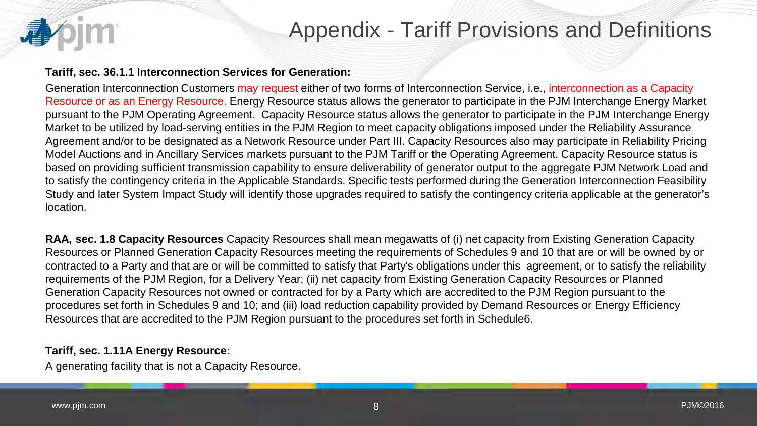# Appendix - Tariff Provisions and Definitions

**Tariff, sec. 36.1.1 Interconnection Services for Generation:**

Generation Interconnection Customers may request either of two forms of Interconnection Service, i.e., interconnection as a Capacity Resource or as an Energy Resource. Energy Resource status allows the generator to participate in the PJM Interchange Energy Market pursuant to the PJM Operating Agreement. Capacity Resource status allows the generator to participate in the PJM Interchange Energy Market to be utilized by load-serving entities in the PJM Region to meet capacity obligations imposed under the Reliability Assurance Agreement and/or to be designated as a Network Resource under Part III. Capacity Resources also may participate in Reliability Pricing Model Auctions and in Ancillary Services markets pursuant to the PJM Tariff or the Operating Agreement. Capacity Resource status is based on providing sufficient transmission capability to ensure deliverability of generator output to the aggregate PJM Network Load and to satisfy the contingency criteria in the Applicable Standards. Specific tests performed during the Generation Interconnection Feasibility Study and later System Impact Study will identify those upgrades required to satisfy the contingency criteria applicable at the generator's location.

**RAA, sec. 1.8 Capacity Resources** Capacity Resources shall mean megawatts of (i) net capacity from Existing Generation Capacity Resources or Planned Generation Capacity Resources meeting the requirements of Schedules 9 and 10 that are or will be owned by or contracted to a Party and that are or will be committed to satisfy that Party's obligations under this agreement, or to satisfy the reliability requirements of the PJM Region, for a Delivery Year; (ii) net capacity from Existing Generation Capacity Resources or Planned Generation Capacity Resources not owned or contracted for by a Party which are accredited to the PJM Region pursuant to the procedures set forth in Schedules 9 and 10; and (iii) load reduction capability provided by Demand Resources or Energy Efficiency Resources that are accredited to the PJM Region pursuant to the procedures set forth in Schedule6.

**Tariff, sec. 1.11A Energy Resource:**

A generating facility that is not a Capacity Resource.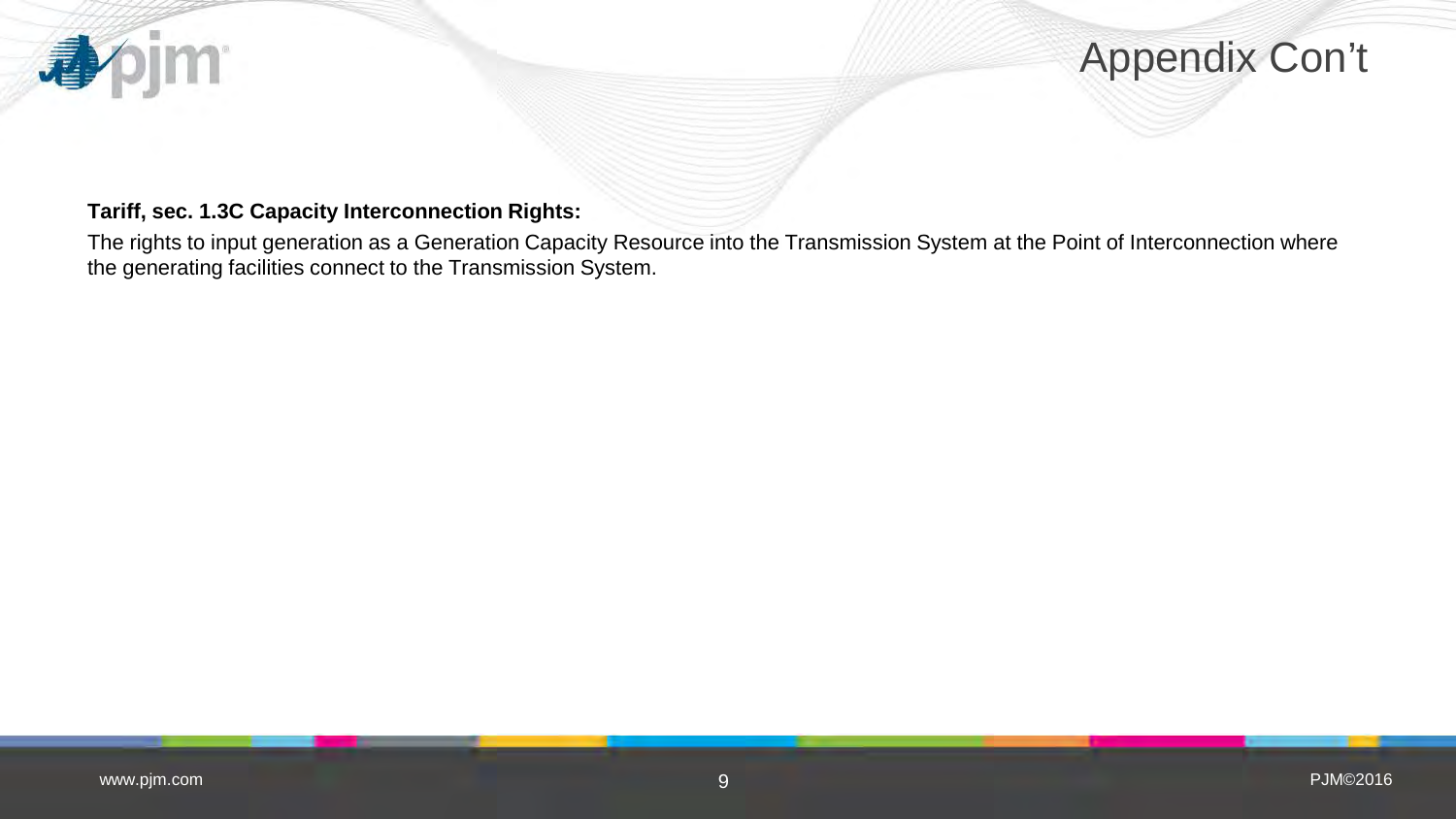# Appendix Con't

**Tariff, sec. 1.3C Capacity Interconnection Rights:**

The rights to input generation as a Generation Capacity Resource into the Transmission System at the Point of Interconnection where the generating facilities connect to the Transmission System.